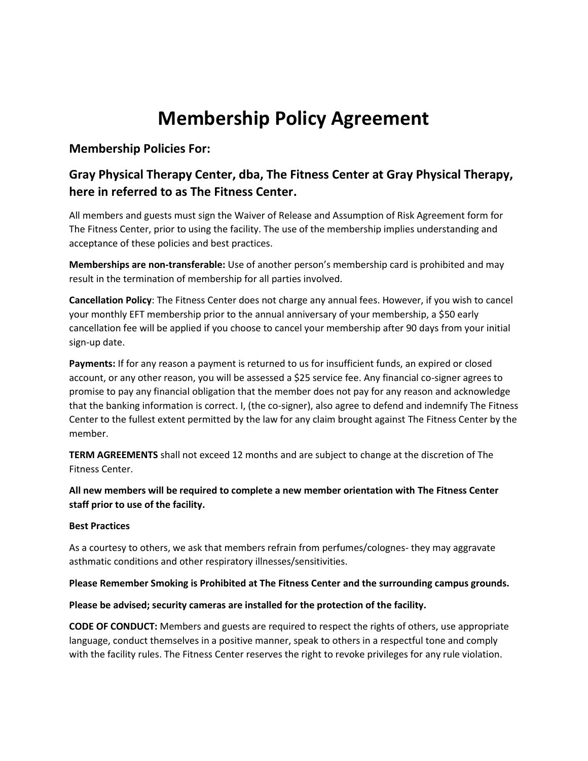# Membership Policy Agreement

## Membership Policies For:

## Gray Physical Therapy Center, dba, The Fitness Center at Gray Physical Therapy, here in referred to as The Fitness Center.

All members and guests must sign the Waiver of Release and Assumption of Risk Agreement form for The Fitness Center, prior to using the facility. The use of the membership implies understanding and acceptance of these policies and best practices.

**Memberships are non-transferable:** Use of another person's membership card is prohibited and may result in the termination of membership for all parties involved.

**Cancellation Policy**: The Fitness Center does not charge any annual fees. However, if you wish to cancel your monthly EFT membership prior to the annual anniversary of your membership, a $50 early cancellation fee will be applied if you choose to cancel your membership after 90 days from your initial sign-up date.

**Payments:** If for any reason a payment is returned to us for insufficient funds, an expired or closed account, or any other reason, you will be assessed a $25 service fee. Any financial co-signer agrees to promise to pay any financial obligation that the member does not pay for any reason and acknowledge that the banking information is correct. I, (the co-signer), also agree to defend and indemnify The Fitness Center to the fullest extent permitted by the law for any claim brought against The Fitness Center by the member.

**TERM AGREEMENTS** shall not exceed 12 months and are subject to change at the discretion of The Fitness Center.

**All new members will be required to complete a new member orientation with The Fitness Center staff prior to use of the facility.**

**Best Practices**

As a courtesy to others, we ask that members refrain from perfumes/colognes- they may aggravate asthmatic conditions and other respiratory illnesses/sensitivities.

**Please Remember Smoking is Prohibited at The Fitness Center and the surrounding campus grounds.**

**Please be advised; security cameras are installed for the protection of the facility.**

**CODE OF CONDUCT:** Members and guests are required to respect the rights of others, use appropriate language, conduct themselves in a positive manner, speak to others in a respectful tone and comply with the facility rules. The Fitness Center reserves the right to revoke privileges for any rule violation.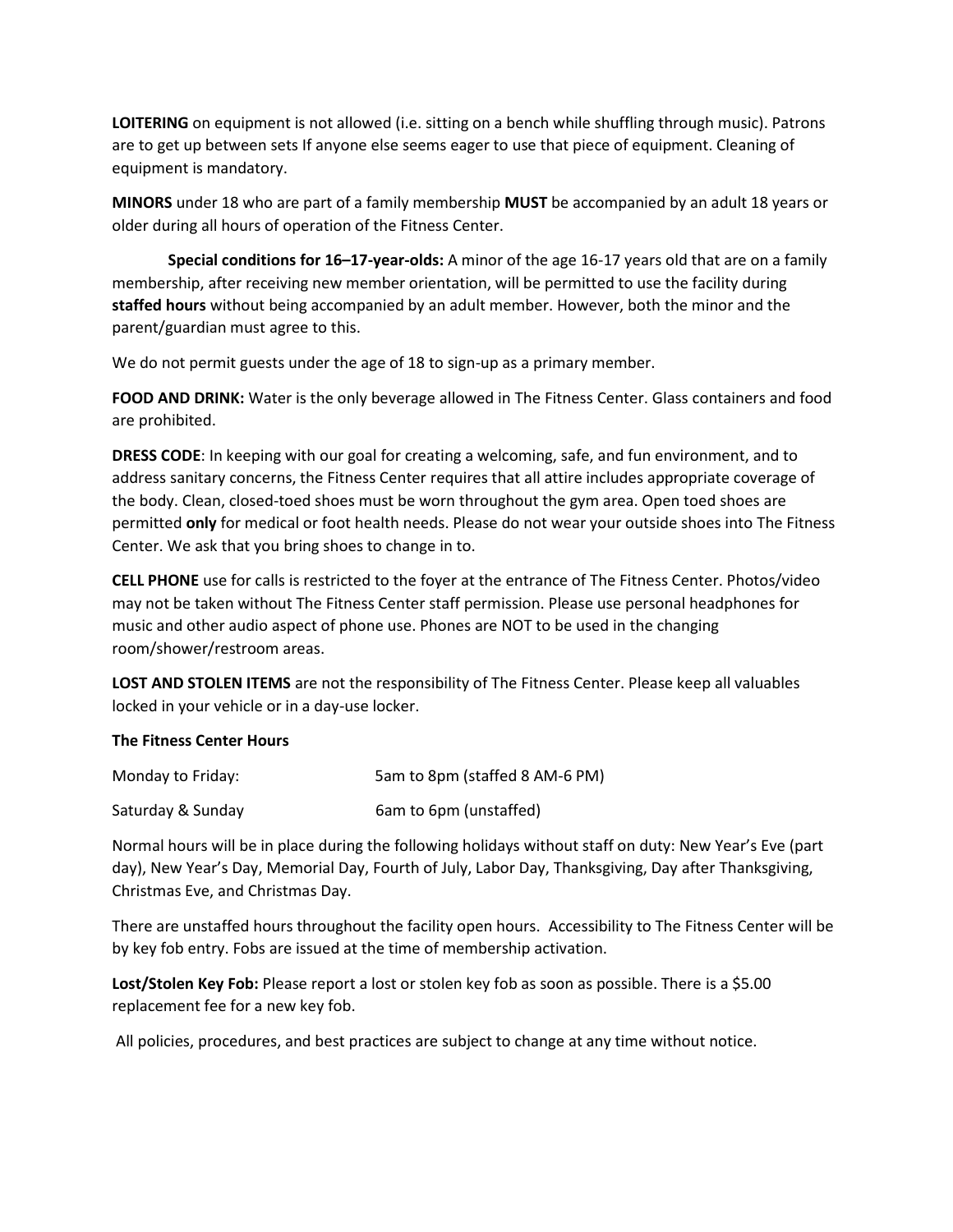**LOITERING** on equipment is not allowed (i.e. sitting on a bench while shuffling through music). Patrons are to get up between sets If anyone else seems eager to use that piece of equipment. Cleaning of equipment is mandatory.

**MINORS** under 18 who are part of a family membership **MUST** be accompanied by an adult 18 years or older during all hours of operation of the Fitness Center.

**Special conditions for 16–17-year-olds:** A minor of the age 16-17 years old that are on a family membership, after receiving new member orientation, will be permitted to use the facility during **staffed hours** without being accompanied by an adult member. However, both the minor and the parent/guardian must agree to this.

We do not permit guests under the age of 18 to sign-up as a primary member.

**FOOD AND DRINK:** Water is the only beverage allowed in The Fitness Center. Glass containers and food are prohibited.

**DRESS CODE**: In keeping with our goal for creating a welcoming, safe, and fun environment, and to address sanitary concerns, the Fitness Center requires that all attire includes appropriate coverage of the body. Clean, closed-toed shoes must be worn throughout the gym area. Open toed shoes are permitted **only** for medical or foot health needs. Please do not wear your outside shoes into The Fitness Center. We ask that you bring shoes to change in to.

**CELL PHONE** use for calls is restricted to the foyer at the entrance of The Fitness Center. Photos/video may not be taken without The Fitness Center staff permission. Please use personal headphones for music and other audio aspect of phone use. Phones are NOT to be used in the changing room/shower/restroom areas.

**LOST AND STOLEN ITEMS** are not the responsibility of The Fitness Center. Please keep all valuables locked in your vehicle or in a day-use locker.

**The Fitness Center Hours**

| | |
|---|---|
| Monday to Friday: | 5am to 8pm (staffed 8 AM-6 PM) |
| Saturday & Sunday | 6am to 6pm (unstaffed) |

Normal hours will be in place during the following holidays without staff on duty: New Year's Eve (part day), New Year's Day, Memorial Day, Fourth of July, Labor Day, Thanksgiving, Day after Thanksgiving, Christmas Eve, and Christmas Day.

There are unstaffed hours throughout the facility open hours. Accessibility to The Fitness Center will be by key fob entry. Fobs are issued at the time of membership activation.

**Lost/Stolen Key Fob:** Please report a lost or stolen key fob as soon as possible. There is a $5.00 replacement fee for a new key fob.

All policies, procedures, and best practices are subject to change at any time without notice.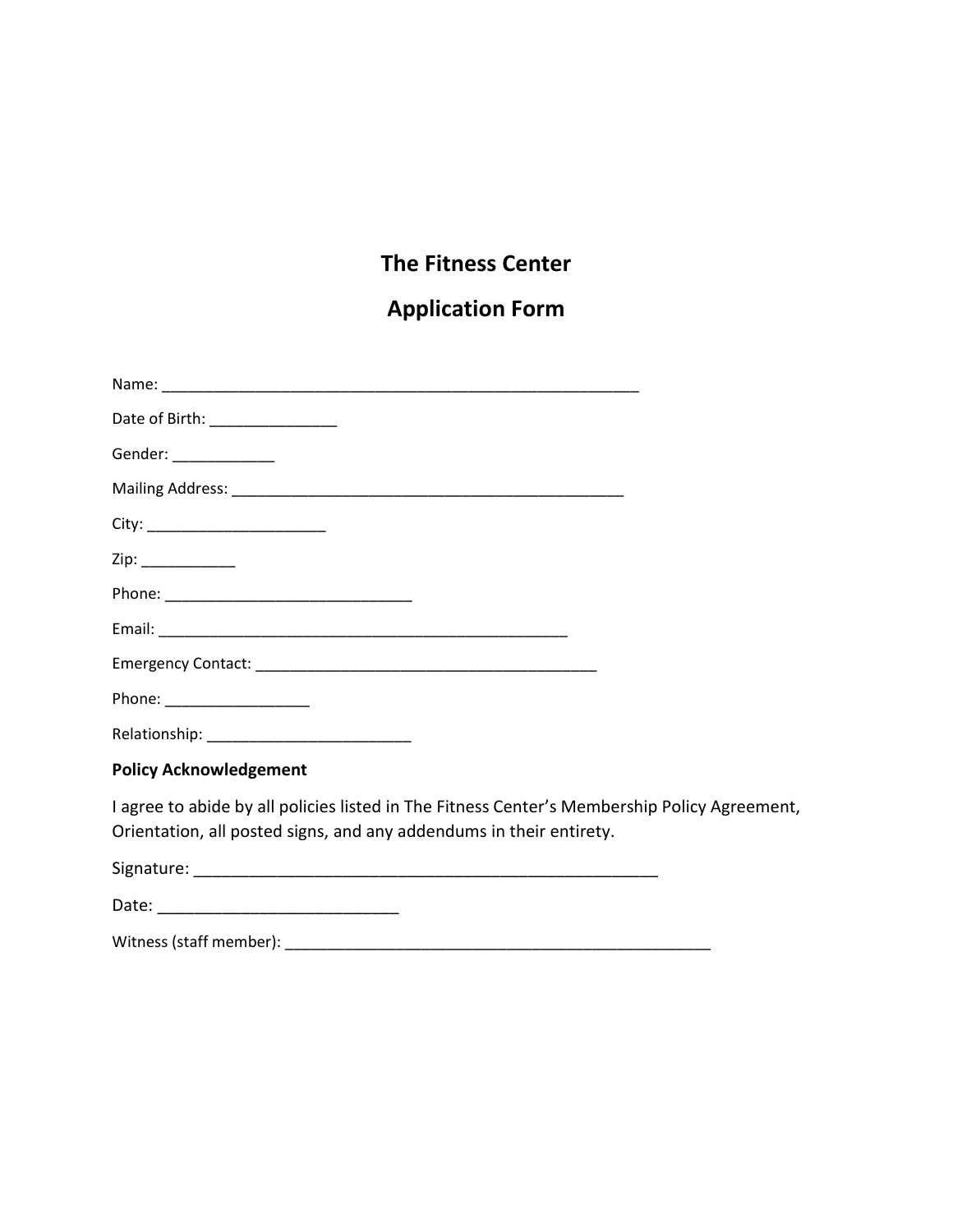# The Fitness Center

## Application Form

Name: ____________________________________________________________

Date of Birth: ________________

Gender: ____________

Mailing Address: _________________________________________________

City: ______________________

Zip: ___________

Phone: ______________________________

Email: ____________________________________________________

Emergency Contact: ___________________________________________

Phone: _________________

Relationship: _________________________

**Policy Acknowledgement**

I agree to abide by all policies listed in The Fitness Center's Membership Policy Agreement, Orientation, all posted signs, and any addendums in their entirety.

Signature: _____________________________________________________

Date: ___________________________

Witness (staff member): ____________________________________________________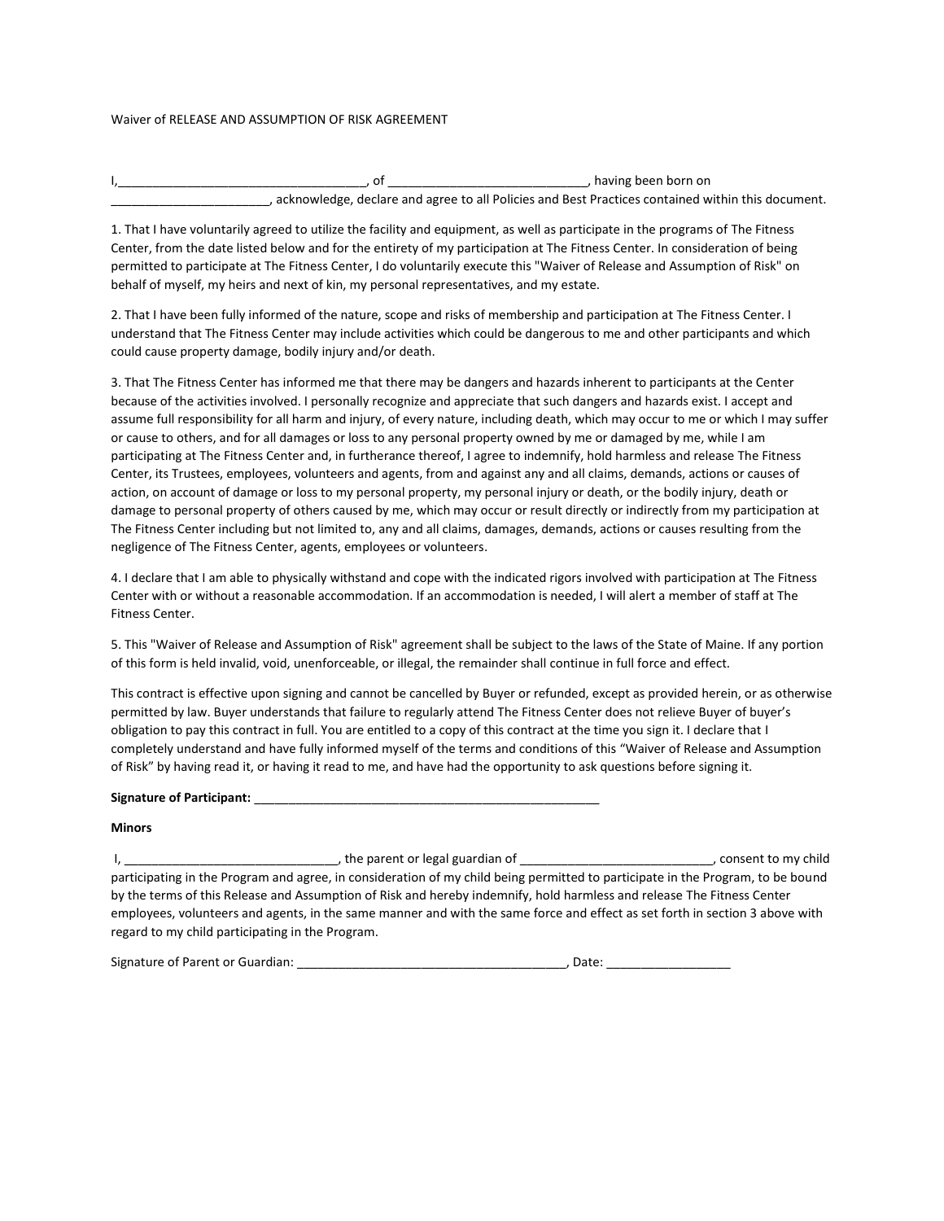Waiver of RELEASE AND ASSUMPTION OF RISK AGREEMENT

I,____________________________________, of ____________________________, having been born on _______________________, acknowledge, declare and agree to all Policies and Best Practices contained within this document.

1. That I have voluntarily agreed to utilize the facility and equipment, as well as participate in the programs of The Fitness Center, from the date listed below and for the entirety of my participation at The Fitness Center. In consideration of being permitted to participate at The Fitness Center, I do voluntarily execute this "Waiver of Release and Assumption of Risk" on behalf of myself, my heirs and next of kin, my personal representatives, and my estate.

2. That I have been fully informed of the nature, scope and risks of membership and participation at The Fitness Center. I understand that The Fitness Center may include activities which could be dangerous to me and other participants and which could cause property damage, bodily injury and/or death.

3. That The Fitness Center has informed me that there may be dangers and hazards inherent to participants at the Center because of the activities involved. I personally recognize and appreciate that such dangers and hazards exist. I accept and assume full responsibility for all harm and injury, of every nature, including death, which may occur to me or which I may suffer or cause to others, and for all damages or loss to any personal property owned by me or damaged by me, while I am participating at The Fitness Center and, in furtherance thereof, I agree to indemnify, hold harmless and release The Fitness Center, its Trustees, employees, volunteers and agents, from and against any and all claims, demands, actions or causes of action, on account of damage or loss to my personal property, my personal injury or death, or the bodily injury, death or damage to personal property of others caused by me, which may occur or result directly or indirectly from my participation at The Fitness Center including but not limited to, any and all claims, damages, demands, actions or causes resulting from the negligence of The Fitness Center, agents, employees or volunteers.

4. I declare that I am able to physically withstand and cope with the indicated rigors involved with participation at The Fitness Center with or without a reasonable accommodation. If an accommodation is needed, I will alert a member of staff at The Fitness Center.

5. This "Waiver of Release and Assumption of Risk" agreement shall be subject to the laws of the State of Maine. If any portion of this form is held invalid, void, unenforceable, or illegal, the remainder shall continue in full force and effect.

This contract is effective upon signing and cannot be cancelled by Buyer or refunded, except as provided herein, or as otherwise permitted by law. Buyer understands that failure to regularly attend The Fitness Center does not relieve Buyer of buyer's obligation to pay this contract in full. You are entitled to a copy of this contract at the time you sign it. I declare that I completely understand and have fully informed myself of the terms and conditions of this "Waiver of Release and Assumption of Risk" by having read it, or having it read to me, and have had the opportunity to ask questions before signing it.

**Signature of Participant:** ___________________________________________________

**Minors**

I, ______________________________, the parent or legal guardian of ____________________________, consent to my child participating in the Program and agree, in consideration of my child being permitted to participate in the Program, to be bound by the terms of this Release and Assumption of Risk and hereby indemnify, hold harmless and release The Fitness Center employees, volunteers and agents, in the same manner and with the same force and effect as set forth in section 3 above with regard to my child participating in the Program.

Signature of Parent or Guardian: _______________________________________, Date: _________________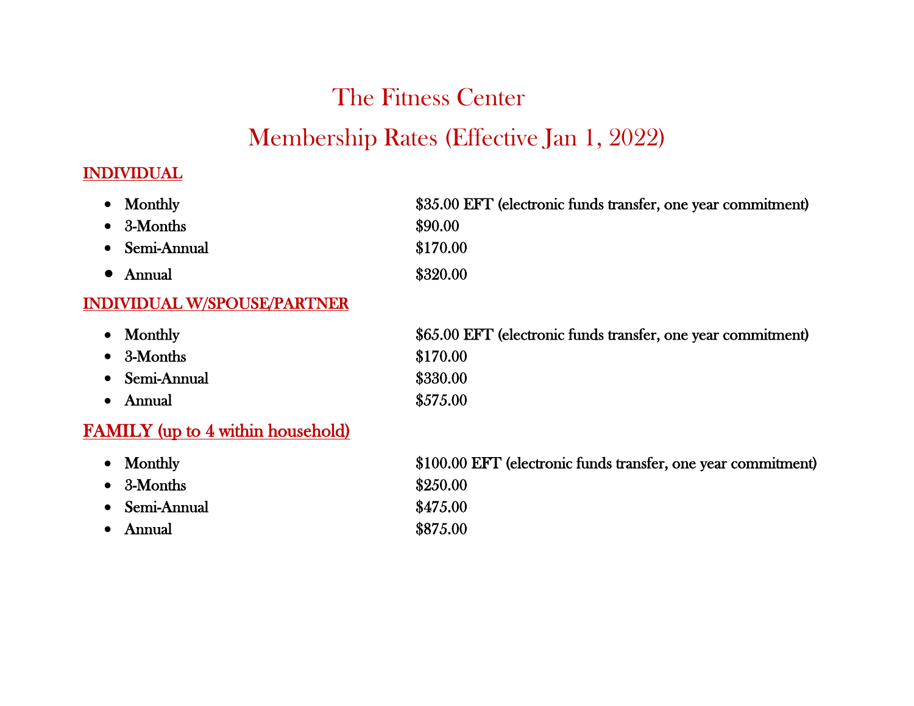# The Fitness Center

## Membership Rates (Effective Jan 1, 2022)

### INDIVIDUAL

- Monthly — $35.00 EFT (electronic funds transfer, one year commitment)
- 3-Months — $90.00
- Semi-Annual — $170.00
- Annual — $320.00

### INDIVIDUAL W/SPOUSE/PARTNER

- Monthly — $65.00 EFT (electronic funds transfer, one year commitment)
- 3-Months — $170.00
- Semi-Annual — $330.00
- Annual — $575.00

### FAMILY (up to 4 within household)

- Monthly — $100.00 EFT (electronic funds transfer, one year commitment)
- 3-Months — $250.00
- Semi-Annual — $475.00
- Annual — $875.00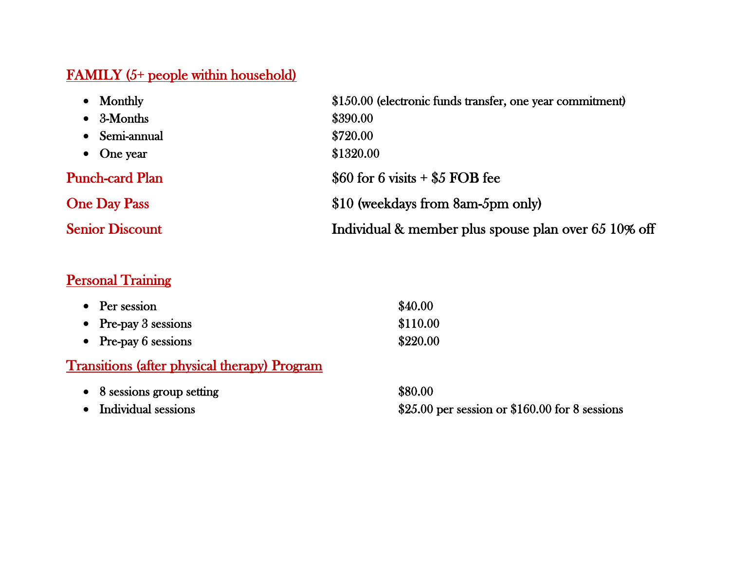## FAMILY (5+ people within household)

- Monthly — $150.00 (electronic funds transfer, one year commitment)
- 3-Months — $390.00
- Semi-annual — $720.00
- One year — $1320.00

**Punch-card Plan** — $60 for 6 visits + $5 FOB fee

**One Day Pass** — $10 (weekdays from 8am-5pm only)

**Senior Discount** — Individual & member plus spouse plan over 65 10% off

## Personal Training

- Per session — $40.00
- Pre-pay 3 sessions — $110.00
- Pre-pay 6 sessions — $220.00

## Transitions (after physical therapy) Program

- 8 sessions group setting — $80.00
- Individual sessions — $25.00 per session or $160.00 for 8 sessions